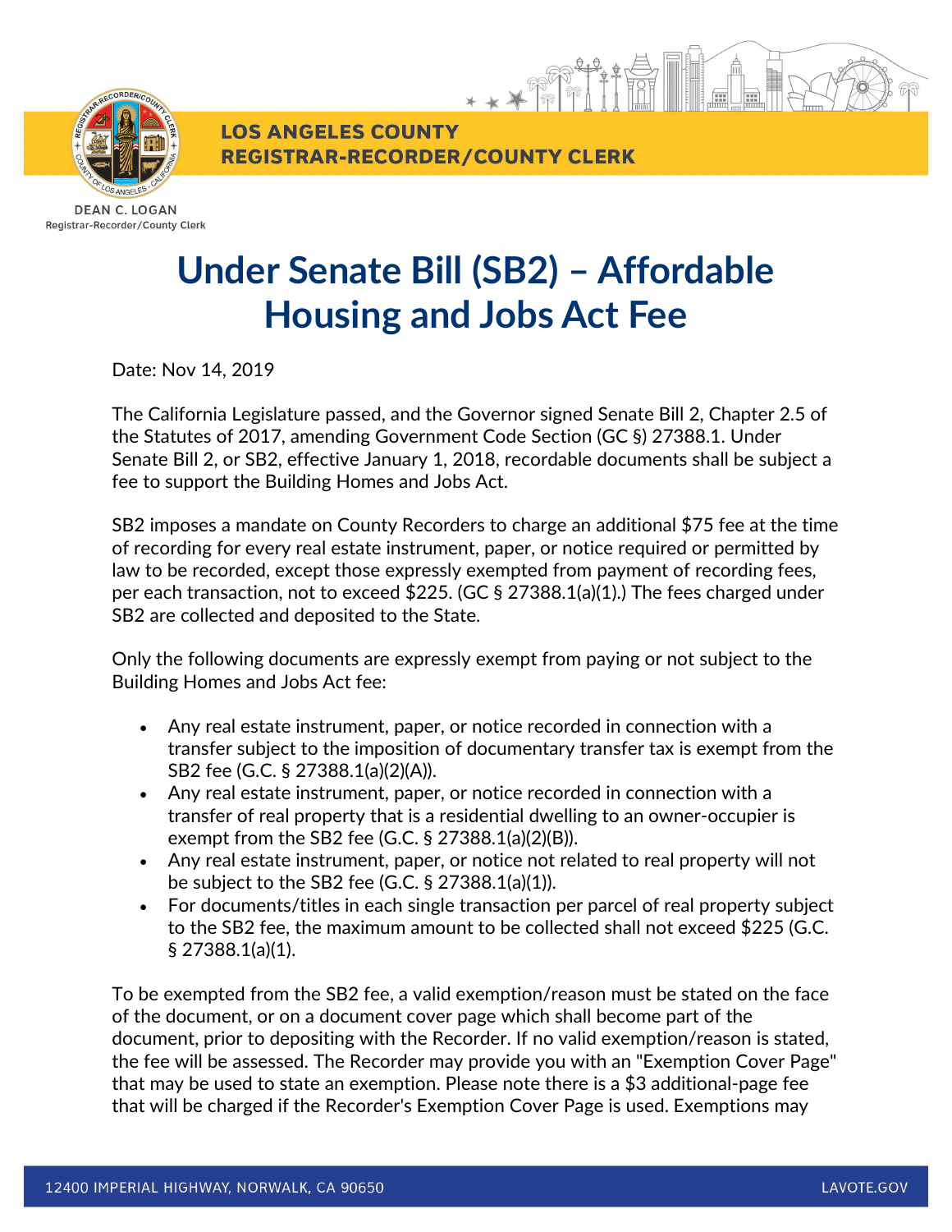LOS ANGELES COUNTY
REGISTRAR-RECORDER/COUNTY CLERK

DEAN C. LOGAN
Registrar-Recorder/County Clerk

# Under Senate Bill (SB2) – Affordable Housing and Jobs Act Fee

Date: Nov 14, 2019

The California Legislature passed, and the Governor signed Senate Bill 2, Chapter 2.5 of the Statutes of 2017, amending Government Code Section (GC §) 27388.1. Under Senate Bill 2, or SB2, effective January 1, 2018, recordable documents shall be subject a fee to support the Building Homes and Jobs Act.

SB2 imposes a mandate on County Recorders to charge an additional $75 fee at the time of recording for every real estate instrument, paper, or notice required or permitted by law to be recorded, except those expressly exempted from payment of recording fees, per each transaction, not to exceed $225. (GC § 27388.1(a)(1).) The fees charged under SB2 are collected and deposited to the State.

Only the following documents are expressly exempt from paying or not subject to the Building Homes and Jobs Act fee:

- Any real estate instrument, paper, or notice recorded in connection with a transfer subject to the imposition of documentary transfer tax is exempt from the SB2 fee (G.C. § 27388.1(a)(2)(A)).
- Any real estate instrument, paper, or notice recorded in connection with a transfer of real property that is a residential dwelling to an owner-occupier is exempt from the SB2 fee (G.C. § 27388.1(a)(2)(B)).
- Any real estate instrument, paper, or notice not related to real property will not be subject to the SB2 fee (G.C. § 27388.1(a)(1)).
- For documents/titles in each single transaction per parcel of real property subject to the SB2 fee, the maximum amount to be collected shall not exceed $225 (G.C. § 27388.1(a)(1).

To be exempted from the SB2 fee, a valid exemption/reason must be stated on the face of the document, or on a document cover page which shall become part of the document, prior to depositing with the Recorder. If no valid exemption/reason is stated, the fee will be assessed. The Recorder may provide you with an "Exemption Cover Page" that may be used to state an exemption. Please note there is a $3 additional-page fee that will be charged if the Recorder's Exemption Cover Page is used. Exemptions may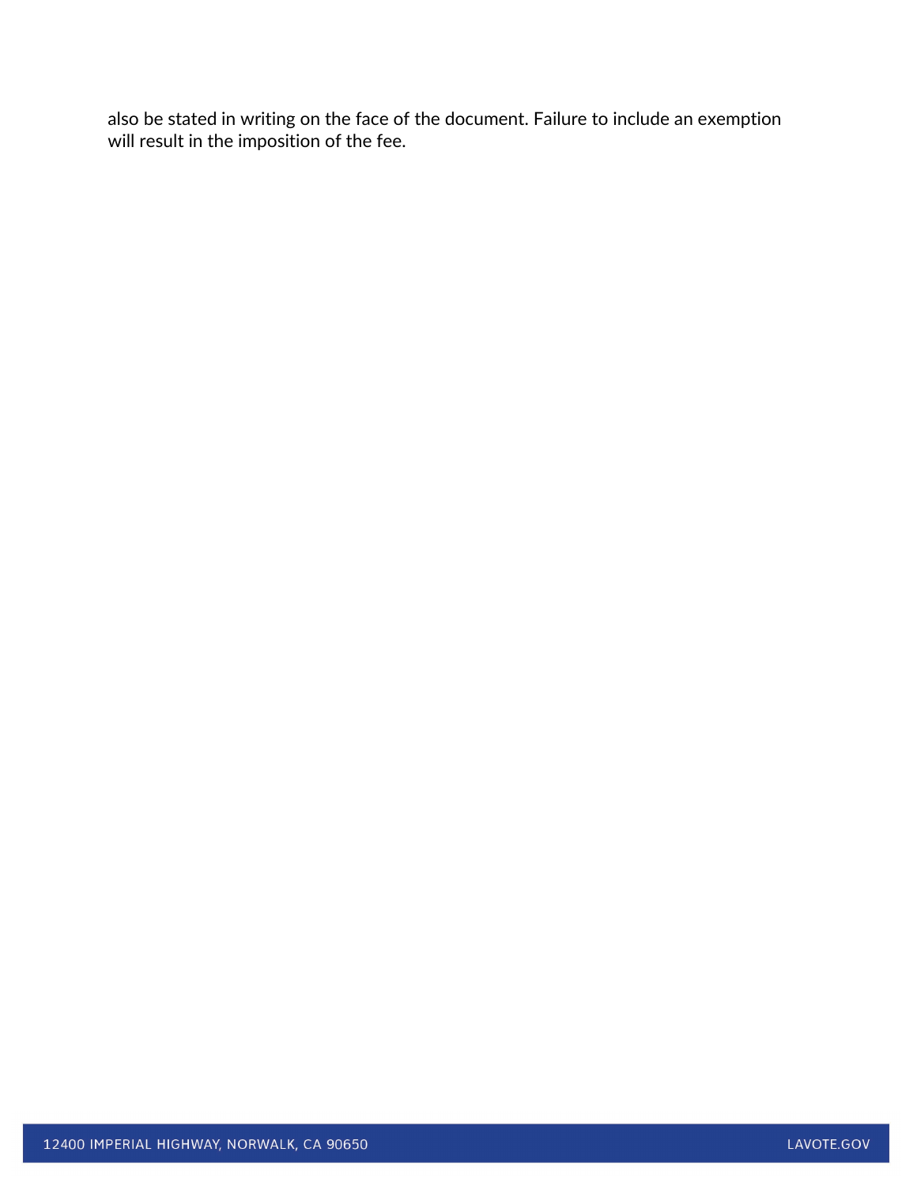also be stated in writing on the face of the document. Failure to include an exemption will result in the imposition of the fee.